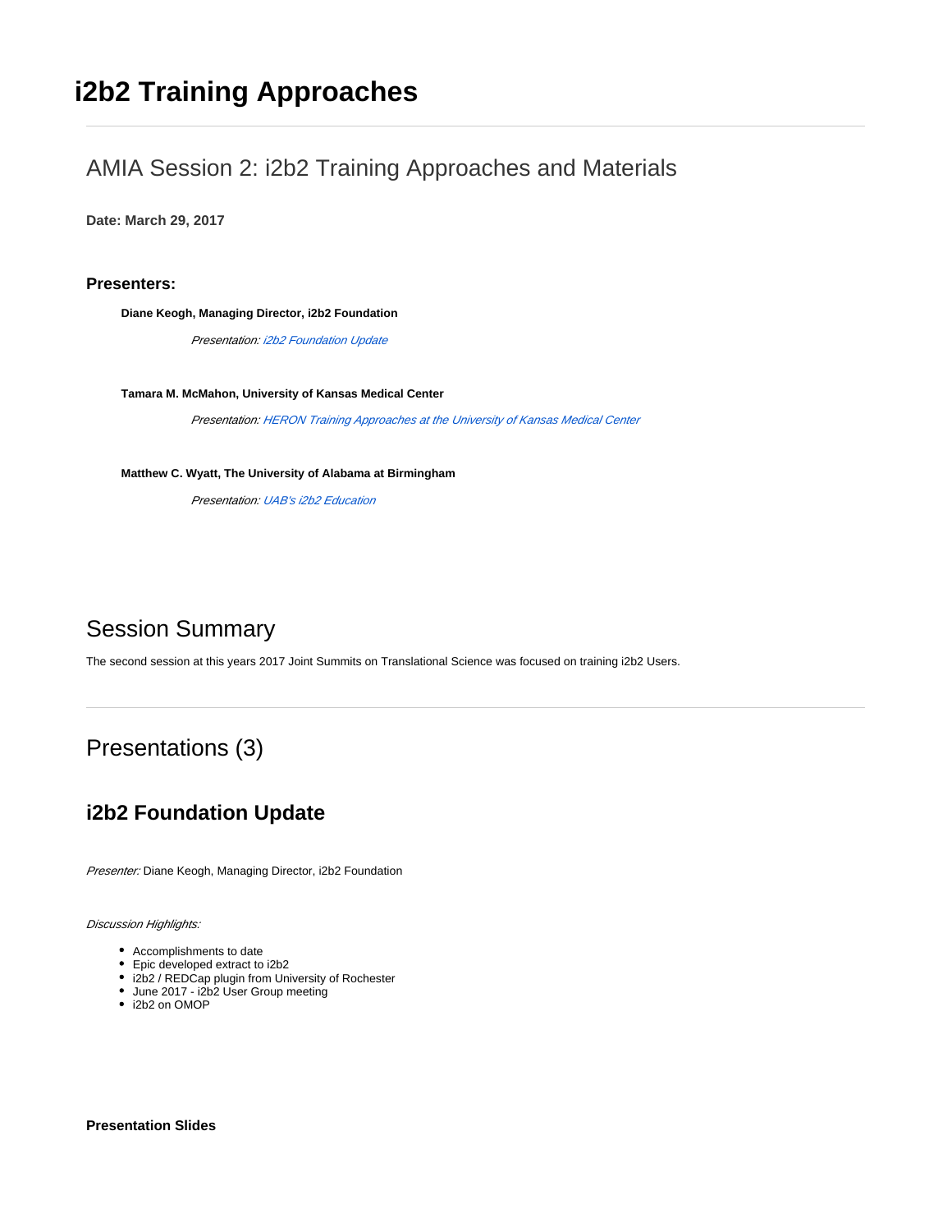# i2b2 Training Approaches

## AMIA Session 2: i2b2 Training Approaches and Materials

**Date: March 29, 2017**

### Presenters:

**Diane Keogh, Managing Director, i2b2 Foundation**

*Presentation: i2b2 Foundation Update*

**Tamara M. McMahon, University of Kansas Medical Center**

*Presentation: HERON Training Approaches at the University of Kansas Medical Center*

**Matthew C. Wyatt, The University of Alabama at Birmingham**

*Presentation: UAB's i2b2 Education*

## Session Summary

The second session at this years 2017 Joint Summits on Translational Science was focused on training i2b2 Users.

## Presentations (3)

### i2b2 Foundation Update

*Presenter:* Diane Keogh, Managing Director, i2b2 Foundation

*Discussion Highlights:*

- Accomplishments to date
- Epic developed extract to i2b2
- i2b2 / REDCap plugin from University of Rochester
- June 2017 - i2b2 User Group meeting
- i2b2 on OMOP

**Presentation Slides**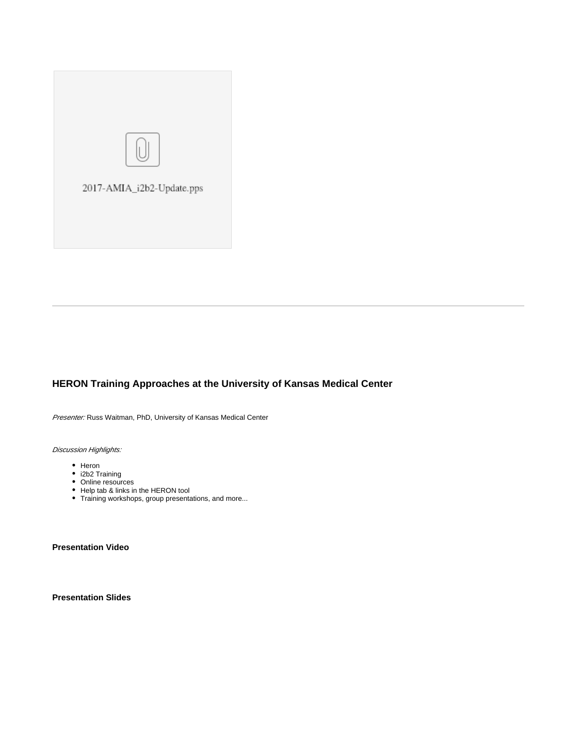2017-AMIA_i2b2-Update.pps

---

### HERON Training Approaches at the University of Kansas Medical Center

*Presenter:* Russ Waitman, PhD, University of Kansas Medical Center

*Discussion Highlights:*

- Heron
- i2b2 Training
- Online resources
- Help tab & links in the HERON tool
- Training workshops, group presentations, and more...

**Presentation Video**

**Presentation Slides**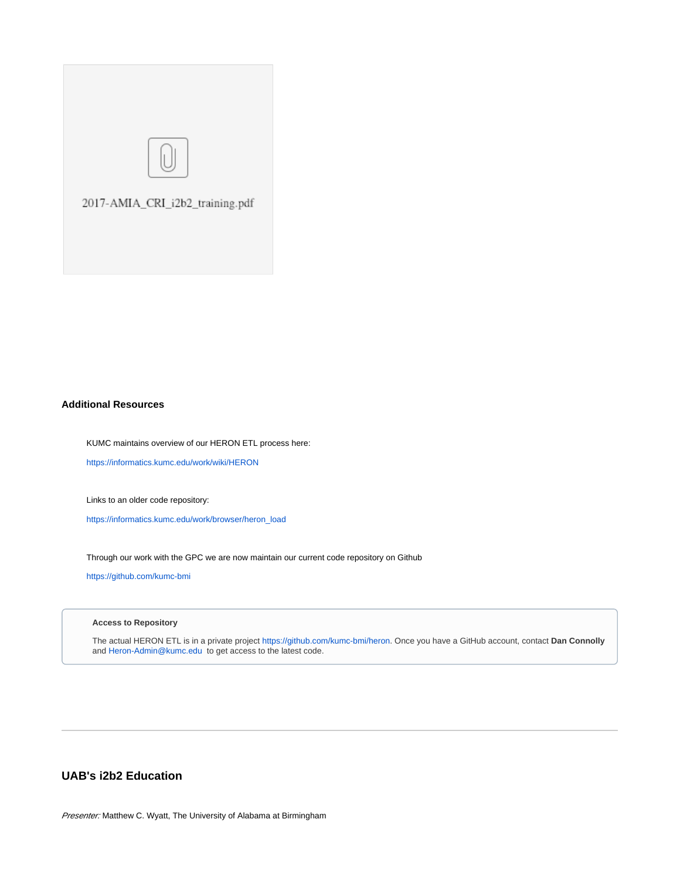2017-AMIA_CRI_i2b2_training.pdf

### Additional Resources

KUMC maintains overview of our HERON ETL process here:

https://informatics.kumc.edu/work/wiki/HERON

Links to an older code repository:

https://informatics.kumc.edu/work/browser/heron_load

Through our work with the GPC we are now maintain our current code repository on Github

https://github.com/kumc-bmi

> **Access to Repository**
>
> The actual HERON ETL is in a private project https://github.com/kumc-bmi/heron. Once you have a GitHub account, contact **Dan Connolly** and Heron-Admin@kumc.edu to get access to the latest code.

---

## UAB's i2b2 Education

*Presenter:* Matthew C. Wyatt, The University of Alabama at Birmingham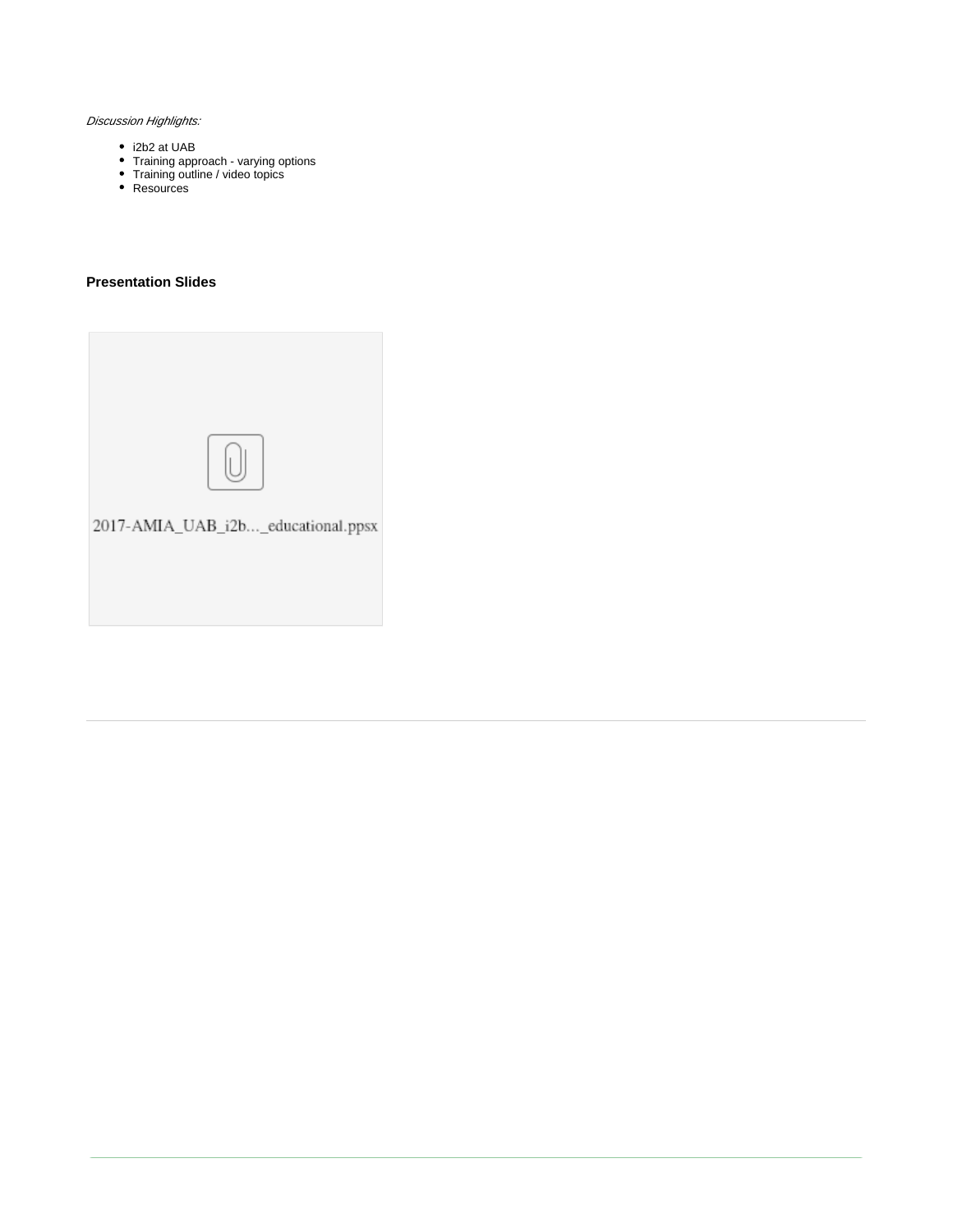*Discussion Highlights:*

- i2b2 at UAB
- Training approach - varying options
- Training outline / video topics
- Resources

### Presentation Slides

2017-AMIA_UAB_i2b..._educational.ppsx

---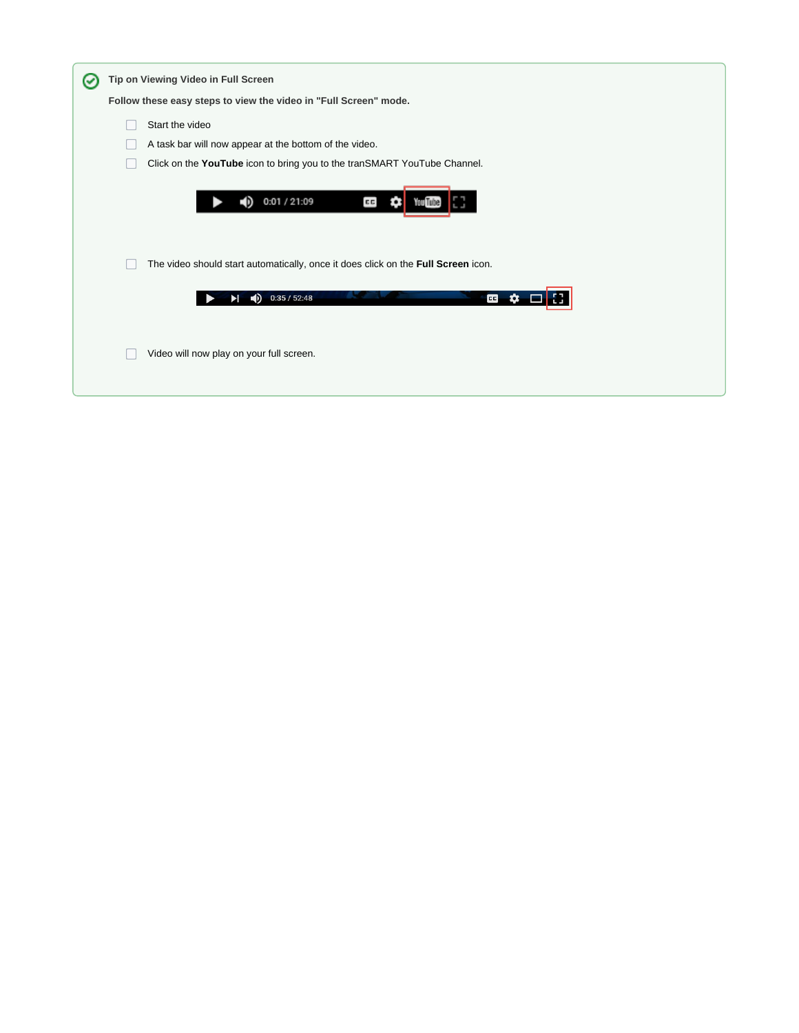**Tip on Viewing Video in Full Screen**

**Follow these easy steps to view the video in "Full Screen" mode.**

- [ ] Start the video
- [ ] A task bar will now appear at the bottom of the video.
- [ ] Click on the **YouTube** icon to bring you to the tranSMART YouTube Channel.

- [ ] The video should start automatically, once it does click on the **Full Screen** icon.

- [ ] Video will now play on your full screen.